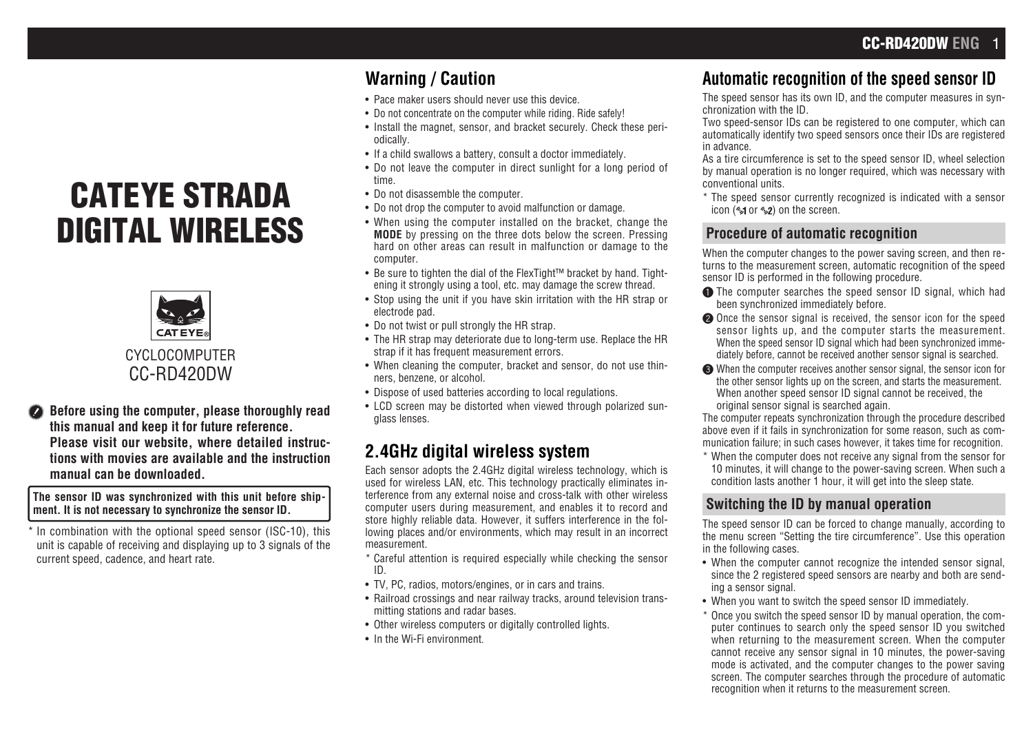# CATEYE STRADA DIGITAL WIRELESS

CYCLOCOMPUTER
CC-RD420DW

**Before using the computer, please thoroughly read this manual and keep it for future reference.**
**Please visit our website, where detailed instructions with movies are available and the instruction manual can be downloaded.**

**The sensor ID was synchronized with this unit before shipment. It is not necessary to synchronize the sensor ID.**

\* In combination with the optional speed sensor (ISC-10), this unit is capable of receiving and displaying up to 3 signals of the current speed, cadence, and heart rate.

## Warning / Caution

- Pace maker users should never use this device.
- Do not concentrate on the computer while riding. Ride safely!
- Install the magnet, sensor, and bracket securely. Check these periodically.
- If a child swallows a battery, consult a doctor immediately.
- Do not leave the computer in direct sunlight for a long period of time.
- Do not disassemble the computer.
- Do not drop the computer to avoid malfunction or damage.
- When using the computer installed on the bracket, change the **MODE** by pressing on the three dots below the screen. Pressing hard on other areas can result in malfunction or damage to the computer.
- Be sure to tighten the dial of the FlexTight™ bracket by hand. Tightening it strongly using a tool, etc. may damage the screw thread.
- Stop using the unit if you have skin irritation with the HR strap or electrode pad.
- Do not twist or pull strongly the HR strap.
- The HR strap may deteriorate due to long-term use. Replace the HR strap if it has frequent measurement errors.
- When cleaning the computer, bracket and sensor, do not use thinners, benzene, or alcohol.
- Dispose of used batteries according to local regulations.
- LCD screen may be distorted when viewed through polarized sunglass lenses.

## 2.4GHz digital wireless system

Each sensor adopts the 2.4GHz digital wireless technology, which is used for wireless LAN, etc. This technology practically eliminates interference from any external noise and cross-talk with other wireless computer users during measurement, and enables it to record and store highly reliable data. However, it suffers interference in the following places and/or environments, which may result in an incorrect measurement.

\* Careful attention is required especially while checking the sensor ID.

- TV, PC, radios, motors/engines, or in cars and trains.
- Railroad crossings and near railway tracks, around television transmitting stations and radar bases.
- Other wireless computers or digitally controlled lights.
- In the Wi-Fi environment.

## Automatic recognition of the speed sensor ID

The speed sensor has its own ID, and the computer measures in synchronization with the ID.

Two speed-sensor IDs can be registered to one computer, which can automatically identify two speed sensors once their IDs are registered in advance.

As a tire circumference is set to the speed sensor ID, wheel selection by manual operation is no longer required, which was necessary with conventional units.

\* The speed sensor currently recognized is indicated with a sensor icon (1 or 2) on the screen.

### Procedure of automatic recognition

When the computer changes to the power saving screen, and then returns to the measurement screen, automatic recognition of the speed sensor ID is performed in the following procedure.

1. The computer searches the speed sensor ID signal, which had been synchronized immediately before.
2. Once the sensor signal is received, the sensor icon for the speed sensor lights up, and the computer starts the measurement. When the speed sensor ID signal which had been synchronized immediately before, cannot be received another sensor signal is searched.
3. When the computer receives another sensor signal, the sensor icon for the other sensor lights up on the screen, and starts the measurement. When another speed sensor ID signal cannot be received, the original sensor signal is searched again.

The computer repeats synchronization through the procedure described above even if it fails in synchronization for some reason, such as communication failure; in such cases however, it takes time for recognition.

\* When the computer does not receive any signal from the sensor for 10 minutes, it will change to the power-saving screen. When such a condition lasts another 1 hour, it will get into the sleep state.

### Switching the ID by manual operation

The speed sensor ID can be forced to change manually, according to the menu screen "Setting the tire circumference". Use this operation in the following cases.

- When the computer cannot recognize the intended sensor signal, since the 2 registered speed sensors are nearby and both are sending a sensor signal.
- When you want to switch the speed sensor ID immediately.

\* Once you switch the speed sensor ID by manual operation, the computer continues to search only the speed sensor ID you switched when returning to the measurement screen. When the computer cannot receive any sensor signal in 10 minutes, the power-saving mode is activated, and the computer changes to the power saving screen. The computer searches through the procedure of automatic recognition when it returns to the measurement screen.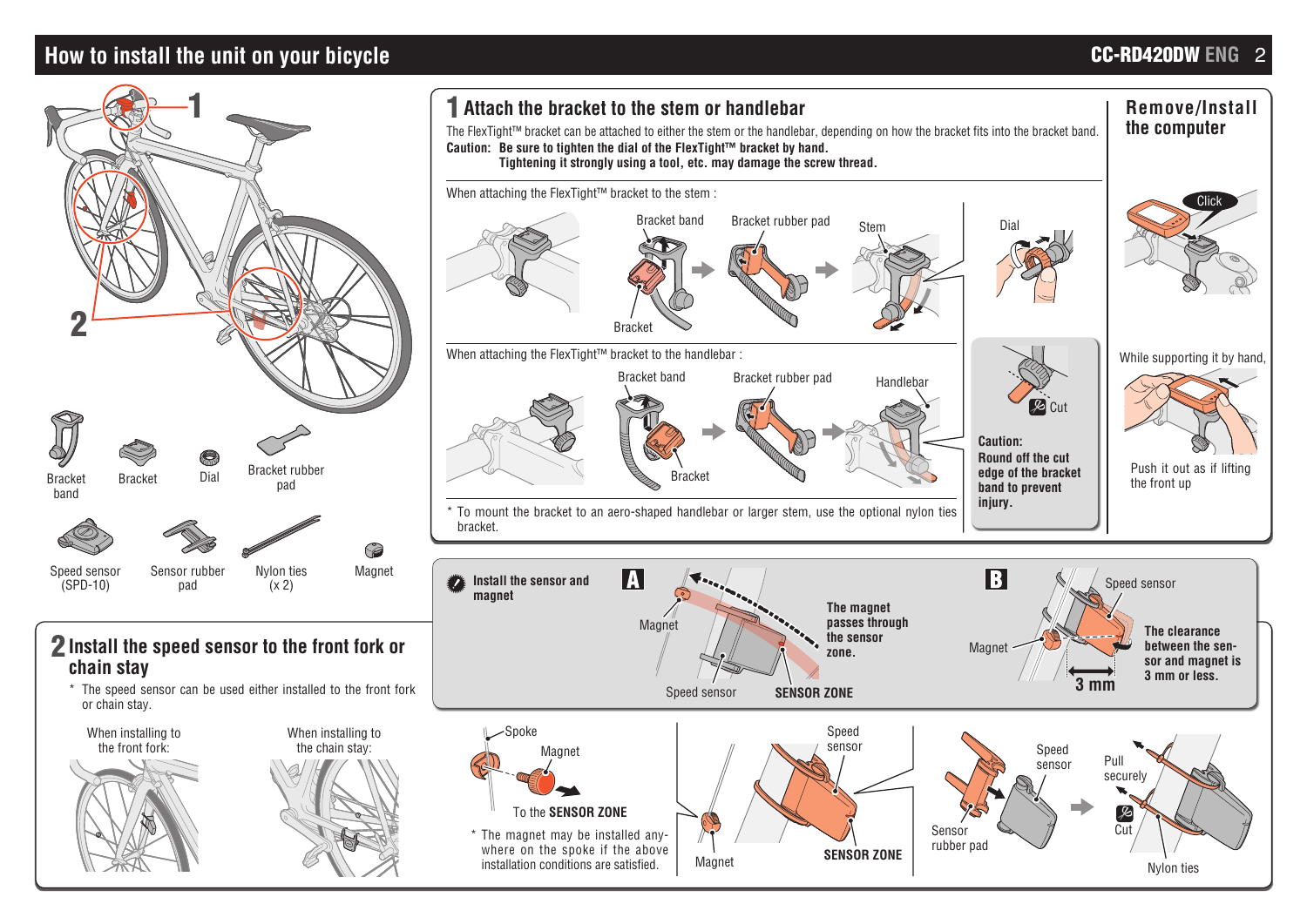# How to install the unit on your bicycle

Bracket band | Bracket | Dial | Bracket rubber pad

Speed sensor (SPD-10) | Sensor rubber pad | Nylon ties (x 2) | Magnet

## 1 Attach the bracket to the stem or handlebar

The FlexTight™ bracket can be attached to either the stem or the handlebar, depending on how the bracket fits into the bracket band.

**Caution: Be sure to tighten the dial of the FlexTight™ bracket by hand. Tightening it strongly using a tool, etc. may damage the screw thread.**

When attaching the FlexTight™ bracket to the stem :

Bracket band — Bracket rubber pad — Stem — Bracket — Dial

When attaching the FlexTight™ bracket to the handlebar :

Bracket band — Bracket rubber pad — Handlebar — Bracket

* To mount the bracket to an aero-shaped handlebar or larger stem, use the optional nylon ties bracket.

Cut

**Caution: Round off the cut edge of the bracket band to prevent injury.**

### Remove/Install the computer

Click

While supporting it by hand,

Push it out as if lifting the front up

## 2 Install the speed sensor to the front fork or chain stay

* The speed sensor can be used either installed to the front fork or chain stay.

When installing to the front fork: | When installing to the chain stay:

**Install the sensor and magnet**

**A**

Magnet — Speed sensor — **SENSOR ZONE**

**The magnet passes through the sensor zone.**

**B**

Speed sensor — Magnet — 3 mm

**The clearance between the sensor and magnet is 3 mm or less.**

Spoke — Magnet — To the **SENSOR ZONE**

* The magnet may be installed anywhere on the spoke if the above installation conditions are satisfied.

Speed sensor — Magnet — **SENSOR ZONE**

Sensor rubber pad — Speed sensor — Pull securely — Cut — Nylon ties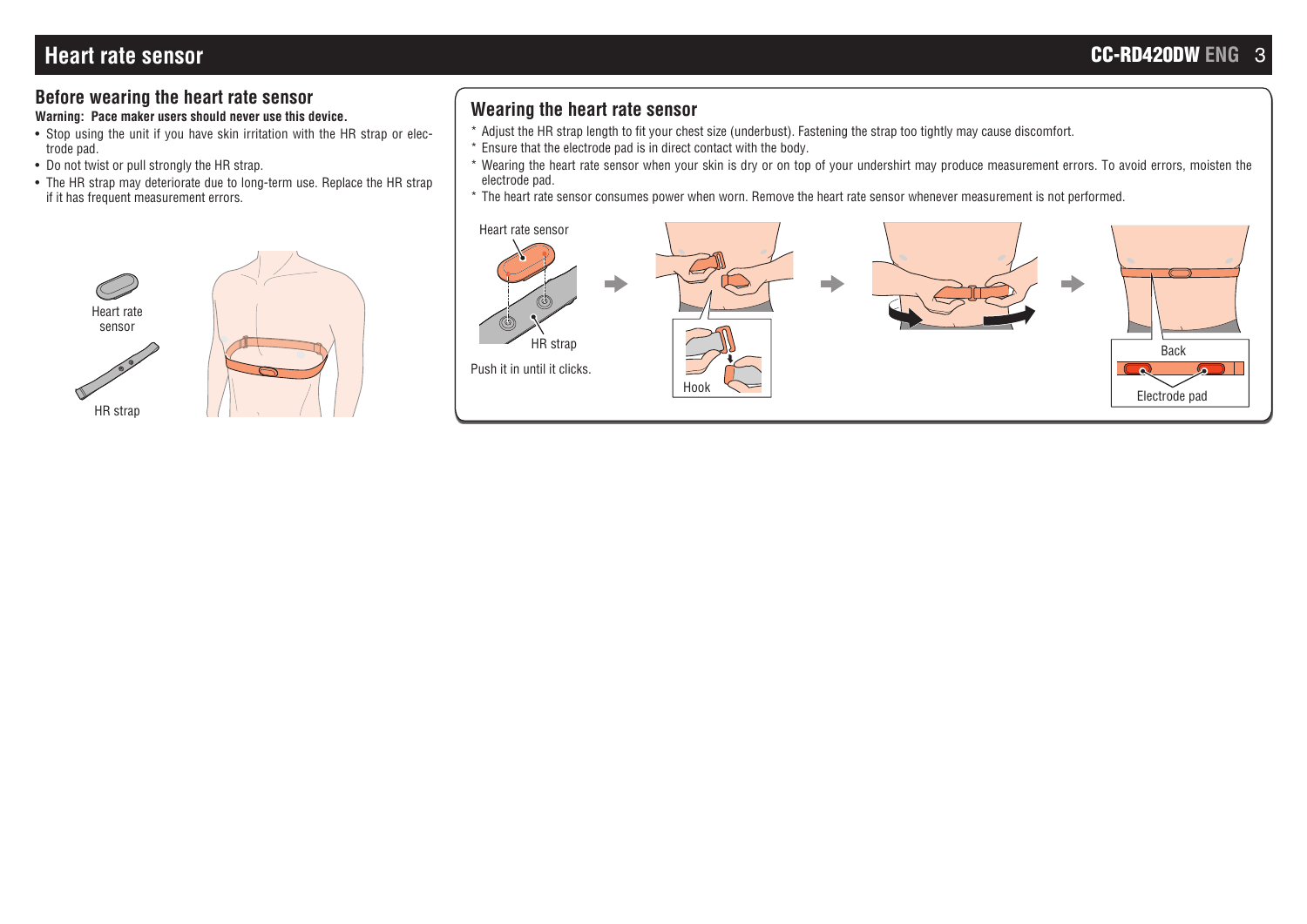# Heart rate sensor

## Before wearing the heart rate sensor

**Warning: Pace maker users should never use this device.**

- Stop using the unit if you have skin irritation with the HR strap or electrode pad.
- Do not twist or pull strongly the HR strap.
- The HR strap may deteriorate due to long-term use. Replace the HR strap if it has frequent measurement errors.

Heart rate sensor

HR strap

## Wearing the heart rate sensor

* Adjust the HR strap length to fit your chest size (underbust). Fastening the strap too tightly may cause discomfort.
* Ensure that the electrode pad is in direct contact with the body.
* Wearing the heart rate sensor when your skin is dry or on top of your undershirt may produce measurement errors. To avoid errors, moisten the electrode pad.
* The heart rate sensor consumes power when worn. Remove the heart rate sensor whenever measurement is not performed.

Heart rate sensor

HR strap

Push it in until it clicks.

Hook

Back

Electrode pad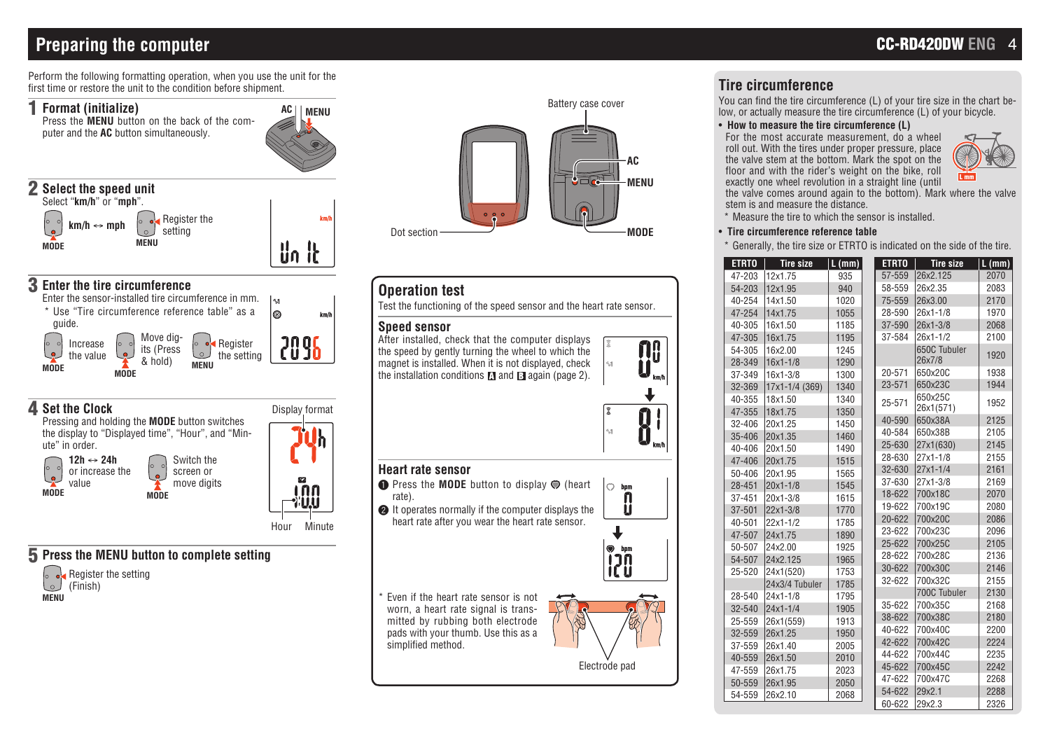# Preparing the computer

Perform the following formatting operation, when you use the unit for the first time or restore the unit to the condition before shipment.

## 1 Format (initialize)

Press the **MENU** button on the back of the computer and the **AC** button simultaneously.

AC MENU

## 2 Select the speed unit

Select "**km/h**" or "**mph**".

MODE: **km/h** ↔ **mph**

MENU: Register the setting

## 3 Enter the tire circumference

Enter the sensor-installed tire circumference in mm.

* Use "Tire circumference reference table" as a guide.

MODE: Increase the value

MODE: Move digits (Press & hold)

MENU: Register the setting

## 4 Set the Clock

Pressing and holding the **MODE** button switches the display to "Displayed time", "Hour", and "Minute" in order.

MODE: **12h ↔ 24h** or increase the value

MODE: Switch the screen or move digits

Display format

Hour Minute

## 5 Press the MENU button to complete setting

MENU: Register the setting (Finish)

Battery case cover

AC

MENU

MODE

Dot section

## Operation test

Test the functioning of the speed sensor and the heart rate sensor.

### Speed sensor

After installed, check that the computer displays the speed by gently turning the wheel to which the magnet is installed. When it is not displayed, check the installation conditions A and B again (page 2).

### Heart rate sensor

1. Press the **MODE** button to display (heart rate).
2. It operates normally if the computer displays the heart rate after you wear the heart rate sensor.

* Even if the heart rate sensor is not worn, a heart rate signal is transmitted by rubbing both electrode pads with your thumb. Use this as a simplified method.

Electrode pad

## Tire circumference

You can find the tire circumference (L) of your tire size in the chart below, or actually measure the tire circumference (L) of your bicycle.

- **How to measure the tire circumference (L)**

  For the most accurate measurement, do a wheel roll out. With the tires under proper pressure, place the valve stem at the bottom. Mark the spot on the floor and with the rider's weight on the bike, roll exactly one wheel revolution in a straight line (until the valve comes around again to the bottom). Mark where the valve stem is and measure the distance.

  * Measure the tire to which the sensor is installed.

- **Tire circumference reference table**

  * Generally, the tire size or ETRTO is indicated on the side of the tire.

| ETRTO | Tire size | L (mm) |
|---|---|---|
| 47-203 | 12x1.75 | 935 |
| 54-203 | 12x1.95 | 940 |
| 40-254 | 14x1.50 | 1020 |
| 47-254 | 14x1.75 | 1055 |
| 40-305 | 16x1.50 | 1185 |
| 47-305 | 16x1.75 | 1195 |
| 54-305 | 16x2.00 | 1245 |
| 28-349 | 16x1-1/8 | 1290 |
| 37-349 | 16x1-3/8 | 1300 |
| 32-369 | 17x1-1/4 (369) | 1340 |
| 40-355 | 18x1.50 | 1340 |
| 47-355 | 18x1.75 | 1350 |
| 32-406 | 20x1.25 | 1450 |
| 35-406 | 20x1.35 | 1460 |
| 40-406 | 20x1.50 | 1490 |
| 47-406 | 20x1.75 | 1515 |
| 50-406 | 20x1.95 | 1565 |
| 28-451 | 20x1-1/8 | 1545 |
| 37-451 | 20x1-3/8 | 1615 |
| 37-501 | 22x1-3/8 | 1770 |
| 40-501 | 22x1-1/2 | 1785 |
| 47-507 | 24x1.75 | 1890 |
| 50-507 | 24x2.00 | 1925 |
| 54-507 | 24x2.125 | 1965 |
| 25-520 | 24x1(520) | 1753 |
| | 24x3/4 Tubuler | 1785 |
| 28-540 | 24x1-1/8 | 1795 |
| 32-540 | 24x1-1/4 | 1905 |
| 25-559 | 26x1(559) | 1913 |
| 32-559 | 26x1.25 | 1950 |
| 37-559 | 26x1.40 | 2005 |
| 40-559 | 26x1.50 | 2010 |
| 47-559 | 26x1.75 | 2023 |
| 50-559 | 26x1.95 | 2050 |
| 54-559 | 26x2.10 | 2068 |

| ETRTO | Tire size | L (mm) |
|---|---|---|
| 57-559 | 26x2.125 | 2070 |
| 58-559 | 26x2.35 | 2083 |
| 75-559 | 26x3.00 | 2170 |
| 28-590 | 26x1-1/8 | 1970 |
| 37-590 | 26x1-3/8 | 2068 |
| 37-584 | 26x1-1/2 | 2100 |
| | 650C Tubuler 26x7/8 | 1920 |
| 20-571 | 650x20C | 1938 |
| 23-571 | 650x23C | 1944 |
| 25-571 | 650x25C 26x1(571) | 1952 |
| 40-590 | 650x38A | 2125 |
| 40-584 | 650x38B | 2105 |
| 25-630 | 27x1(630) | 2145 |
| 28-630 | 27x1-1/8 | 2155 |
| 32-630 | 27x1-1/4 | 2161 |
| 37-630 | 27x1-3/8 | 2169 |
| 18-622 | 700x18C | 2070 |
| 19-622 | 700x19C | 2080 |
| 20-622 | 700x20C | 2086 |
| 23-622 | 700x23C | 2096 |
| 25-622 | 700x25C | 2105 |
| 28-622 | 700x28C | 2136 |
| 30-622 | 700x30C | 2146 |
| 32-622 | 700x32C | 2155 |
| | 700C Tubuler | 2130 |
| 35-622 | 700x35C | 2168 |
| 38-622 | 700x38C | 2180 |
| 40-622 | 700x40C | 2200 |
| 42-622 | 700x42C | 2224 |
| 44-622 | 700x44C | 2235 |
| 45-622 | 700x45C | 2242 |
| 47-622 | 700x47C | 2268 |
| 54-622 | 29x2.1 | 2288 |
| 60-622 | 29x2.3 | 2326 |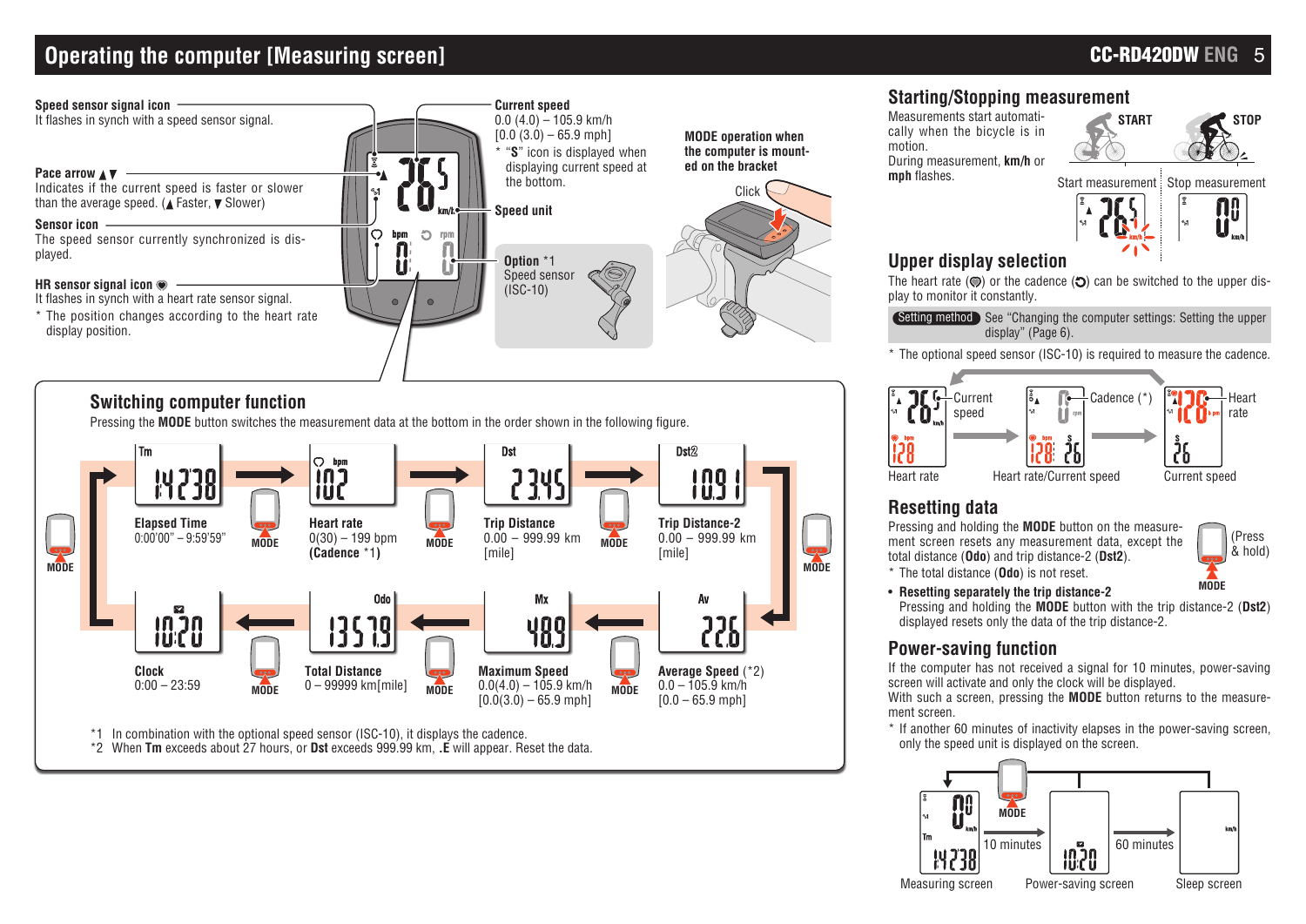# Operating the computer [Measuring screen]

**Speed sensor signal icon**
It flashes in synch with a speed sensor signal.

**Pace arrow ▲▼**
Indicates if the current speed is faster or slower than the average speed. (▲ Faster, ▼ Slower)

**Sensor icon**
The speed sensor currently synchronized is displayed.

**HR sensor signal icon**
It flashes in synch with a heart rate sensor signal.
* The position changes according to the heart rate display position.

**Current speed**
0.0 (4.0) – 105.9 km/h
[0.0 (3.0) – 65.9 mph]
* "**S**" icon is displayed when displaying current speed at the bottom.

**Speed unit**

**Option** *1
Speed sensor
(ISC-10)

**MODE operation when the computer is mounted on the bracket**

Click

## Switching computer function

Pressing the **MODE** button switches the measurement data at the bottom in the order shown in the following figure.

**Elapsed Time**
0:00'00" – 9:59'59"

**Heart rate**
0(30) – 199 bpm
**(Cadence** *1)

**Trip Distance**
0.00 – 999.99 km
[mile]

**Trip Distance-2**
0.00 – 999.99 km
[mile]

**Average Speed** (*2)
0.0 – 105.9 km/h
[0.0 – 65.9 mph]

**Maximum Speed**
0.0(4.0) – 105.9 km/h
[0.0(3.0) – 65.9 mph]

**Total Distance**
0 – 99999 km[mile]

**Clock**
0:00 – 23:59

*1 In combination with the optional speed sensor (ISC-10), it displays the cadence.
*2 When **Tm** exceeds about 27 hours, or **Dst** exceeds 999.99 km, **.E** will appear. Reset the data.

## Starting/Stopping measurement

Measurements start automatically when the bicycle is in motion.
During measurement, **km/h** or **mph** flashes.

START / STOP

Start measurement | Stop measurement

## Upper display selection

The heart rate or the cadence can be switched to the upper display to monitor it constantly.

Setting method See "Changing the computer settings: Setting the upper display" (Page 6).

* The optional speed sensor (ISC-10) is required to measure the cadence.

Current speed / Cadence (*) / Heart rate

Heart rate | Heart rate/Current speed | Current speed

## Resetting data

Pressing and holding the **MODE** button on the measurement screen resets any measurement data, except the total distance (**Odo**) and trip distance-2 (**Dst2**).
* The total distance (**Odo**) is not reset.

(Press & hold)

- **Resetting separately the trip distance-2**
  Pressing and holding the **MODE** button with the trip distance-2 (**Dst2**) displayed resets only the data of the trip distance-2.

## Power-saving function

If the computer has not received a signal for 10 minutes, power-saving screen will activate and only the clock will be displayed.
With such a screen, pressing the **MODE** button returns to the measurement screen.
* If another 60 minutes of inactivity elapses in the power-saving screen, only the speed unit is displayed on the screen.

10 minutes / 60 minutes

Measuring screen | Power-saving screen | Sleep screen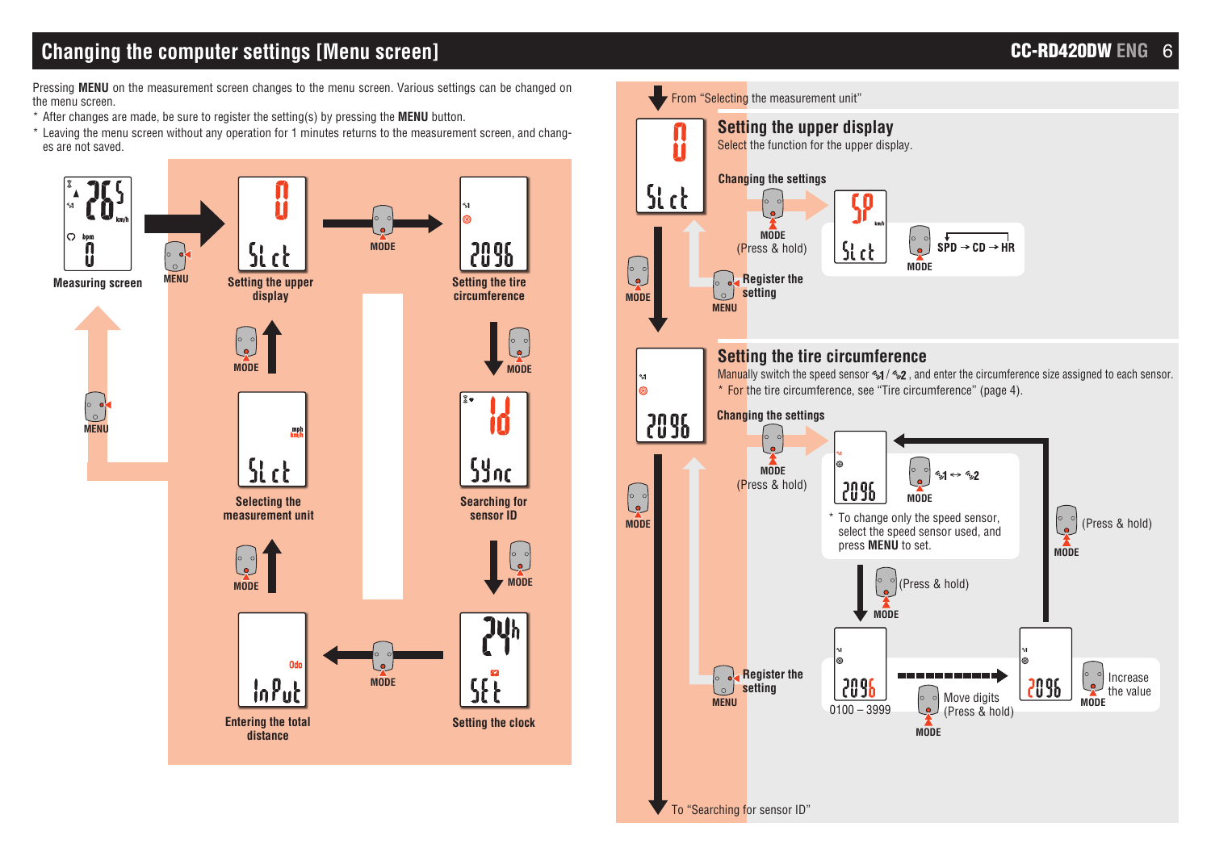## Changing the computer settings [Menu screen]

Pressing **MENU** on the measurement screen changes to the menu screen. Various settings can be changed on the menu screen.

* After changes are made, be sure to register the setting(s) by pressing the **MENU** button.
* Leaving the menu screen without any operation for 1 minutes returns to the measurement screen, and changes are not saved.

Measuring screen → MENU → Setting the upper display → MODE → Setting the tire circumference → MODE → Searching for sensor ID → MODE → Setting the clock → MODE → Entering the total distance → MODE → Selecting the measurement unit → MODE → Setting the upper display

MENU → Measuring screen

From "Selecting the measurement unit"

### Setting the upper display

Select the function for the upper display.

**Changing the settings**

MODE (Press & hold)

MODE: SPD → CD → HR

MENU: Register the setting

MODE

### Setting the tire circumference

Manually switch the speed sensor 1 / 2 , and enter the circumference size assigned to each sensor.

* For the tire circumference, see "Tire circumference" (page 4).

**Changing the settings**

MODE (Press & hold)

MODE: 1 ↔ 2

* To change only the speed sensor, select the speed sensor used, and press **MENU** to set.

MODE (Press & hold)

0100 – 3999

MODE: Move digits (Press & hold)

MODE: Increase the value

MODE (Press & hold)

MENU: Register the setting

MODE

To "Searching for sensor ID"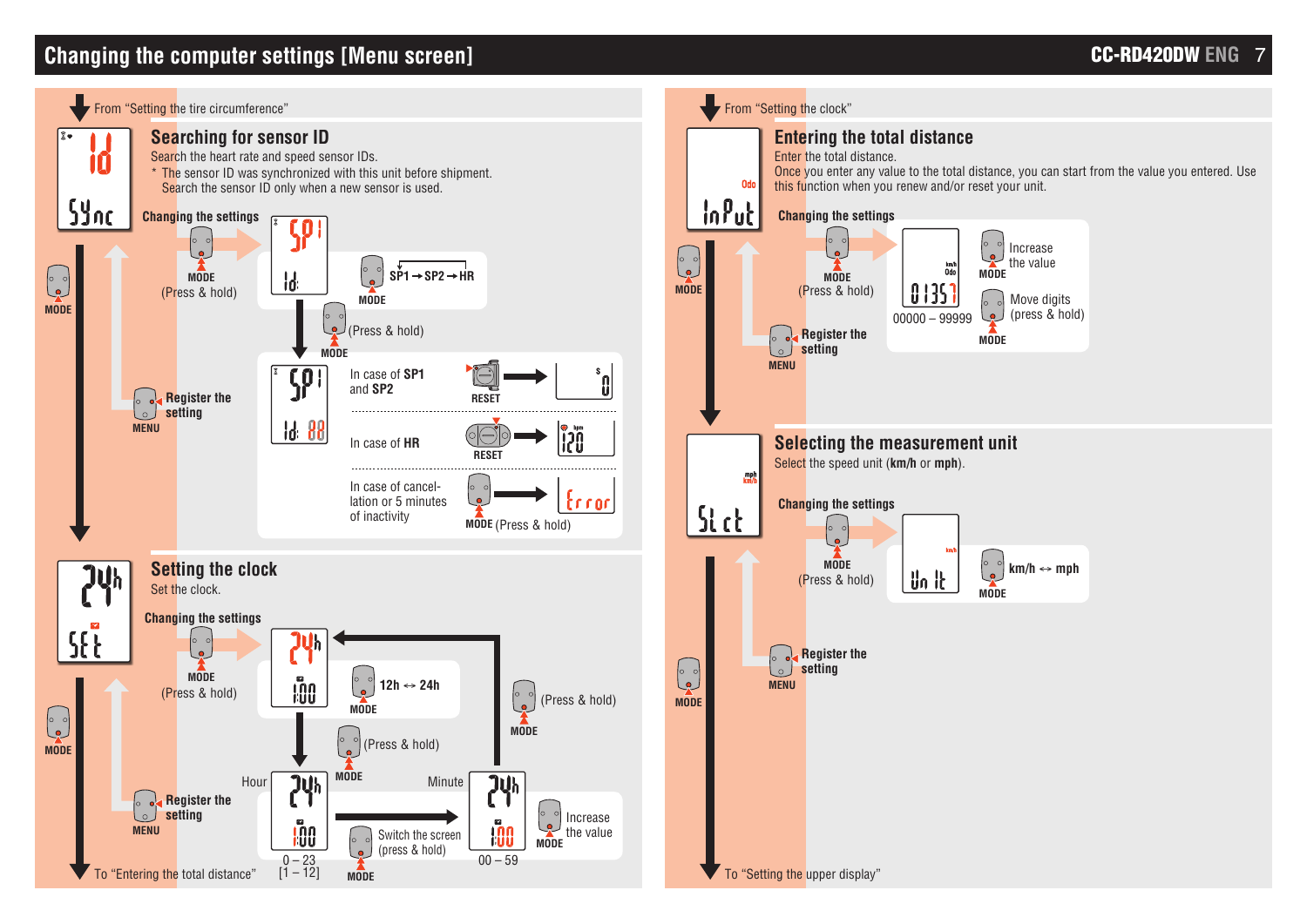# Changing the computer settings [Menu screen]

From "Setting the tire circumference"

## Searching for sensor ID

Search the heart rate and speed sensor IDs.

* The sensor ID was synchronized with this unit before shipment. Search the sensor ID only when a new sensor is used.

**Changing the settings**

MODE (Press & hold)

MODE: SP1 → SP2 → HR

MODE (Press & hold)

In case of **SP1** and **SP2** — RESET

In case of **HR** — RESET

In case of cancel-lation or 5 minutes of inactivity — **MODE** (Press & hold)

Register the setting — MENU

MODE

## Setting the clock

Set the clock.

**Changing the settings**

MODE (Press & hold)

MODE: **12h ↔ 24h**

MODE (Press & hold)

MODE (Press & hold)

Hour: 0 – 23 [1 – 12]

Switch the screen (press & hold) — MODE

Minute: 00 – 59

Increase the value — MODE

Register the setting — MENU

MODE

To "Entering the total distance"

From "Setting the clock"

## Entering the total distance

Enter the total distance.

Once you enter any value to the total distance, you can start from the value you entered. Use this function when you renew and/or reset your unit.

**Changing the settings**

MODE (Press & hold)

00000 – 99999

Increase the value — MODE

Move digits (press & hold) — MODE

Register the setting — MENU

MODE

## Selecting the measurement unit

Select the speed unit (**km/h** or **mph**).

**Changing the settings**

MODE (Press & hold)

MODE: **km/h ↔ mph**

Register the setting — MENU

MODE

To "Setting the upper display"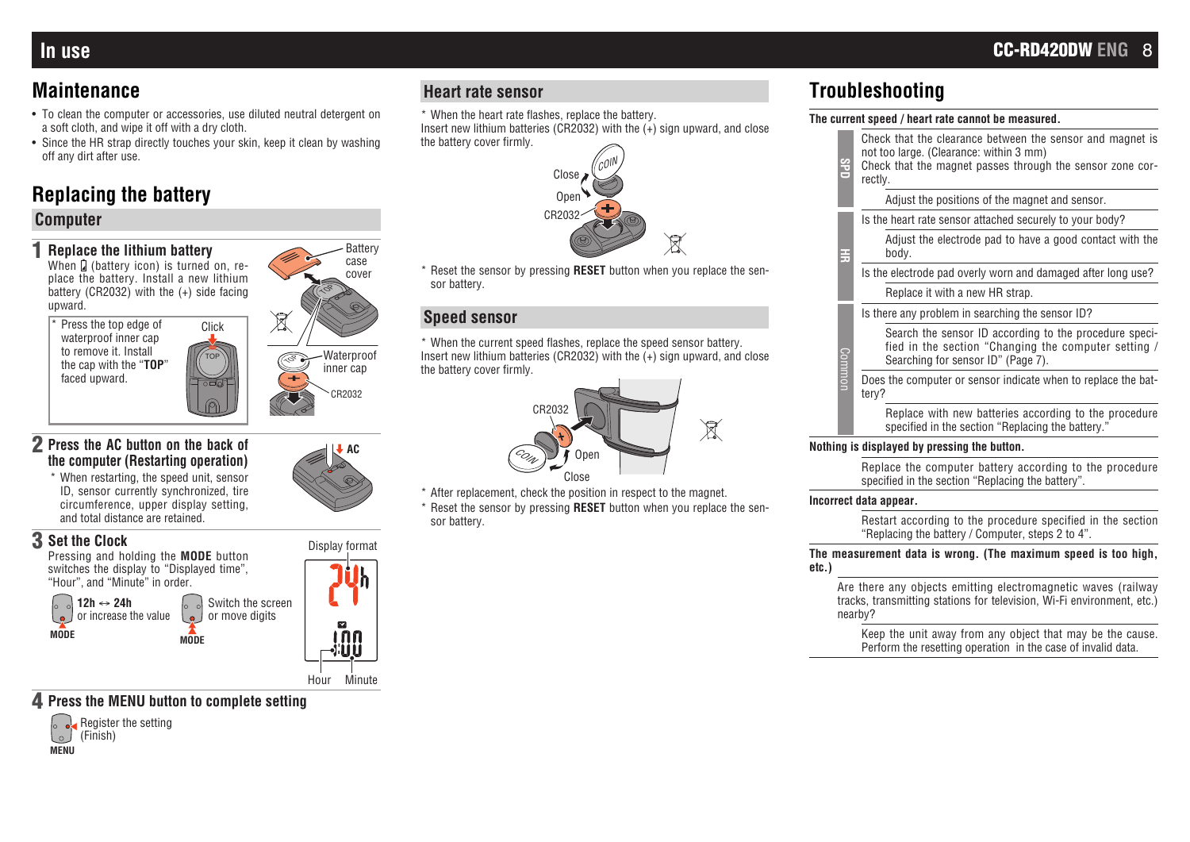# Maintenance

- To clean the computer or accessories, use diluted neutral detergent on a soft cloth, and wipe it off with a dry cloth.
- Since the HR strap directly touches your skin, keep it clean by washing off any dirt after use.

# Replacing the battery

## Computer

### 1 Replace the lithium battery

When (battery icon) is turned on, replace the battery. Install a new lithium battery (CR2032) with the (+) side facing upward.

\* Press the top edge of waterproof inner cap to remove it. Install the cap with the "**TOP**" faced upward.

Click

Battery case cover

Waterproof inner cap

CR2032

### 2 Press the AC button on the back of the computer (Restarting operation)

\* When restarting, the speed unit, sensor ID, sensor currently synchronized, tire circumference, upper display setting, and total distance are retained.

AC

### 3 Set the Clock

Pressing and holding the **MODE** button switches the display to "Displayed time", "Hour", and "Minute" in order.

**MODE**: **12h ↔ 24h** or increase the value

**MODE**: Switch the screen or move digits

Display format

Hour Minute

### 4 Press the MENU button to complete setting

**MENU**: Register the setting (Finish)

## Heart rate sensor

\* When the heart rate flashes, replace the battery.
Insert new lithium batteries (CR2032) with the (+) sign upward, and close the battery cover firmly.

Close / Open / CR2032

\* Reset the sensor by pressing **RESET** button when you replace the sensor battery.

## Speed sensor

\* When the current speed flashes, replace the speed sensor battery.
Insert new lithium batteries (CR2032) with the (+) sign upward, and close the battery cover firmly.

CR2032 / Open / Close

\* After replacement, check the position in respect to the magnet.
\* Reset the sensor by pressing **RESET** button when you replace the sensor battery.

# Troubleshooting

**The current speed / heart rate cannot be measured.**

**SPD**

Check that the clearance between the sensor and magnet is not too large. (Clearance: within 3 mm)
Check that the magnet passes through the sensor zone correctly.

- Adjust the positions of the magnet and sensor.

**HR**

Is the heart rate sensor attached securely to your body?

- Adjust the electrode pad to have a good contact with the body.

Is the electrode pad overly worn and damaged after long use?

- Replace it with a new HR strap.

**Common**

Is there any problem in searching the sensor ID?

- Search the sensor ID according to the procedure specified in the section "Changing the computer setting / Searching for sensor ID" (Page 7).

Does the computer or sensor indicate when to replace the battery?

- Replace with new batteries according to the procedure specified in the section "Replacing the battery."

**Nothing is displayed by pressing the button.**

- Replace the computer battery according to the procedure specified in the section "Replacing the battery".

**Incorrect data appear.**

- Restart according to the procedure specified in the section "Replacing the battery / Computer, steps 2 to 4".

**The measurement data is wrong. (The maximum speed is too high, etc.)**

Are there any objects emitting electromagnetic waves (railway tracks, transmitting stations for television, Wi-Fi environment, etc.) nearby?

- Keep the unit away from any object that may be the cause. Perform the resetting operation in the case of invalid data.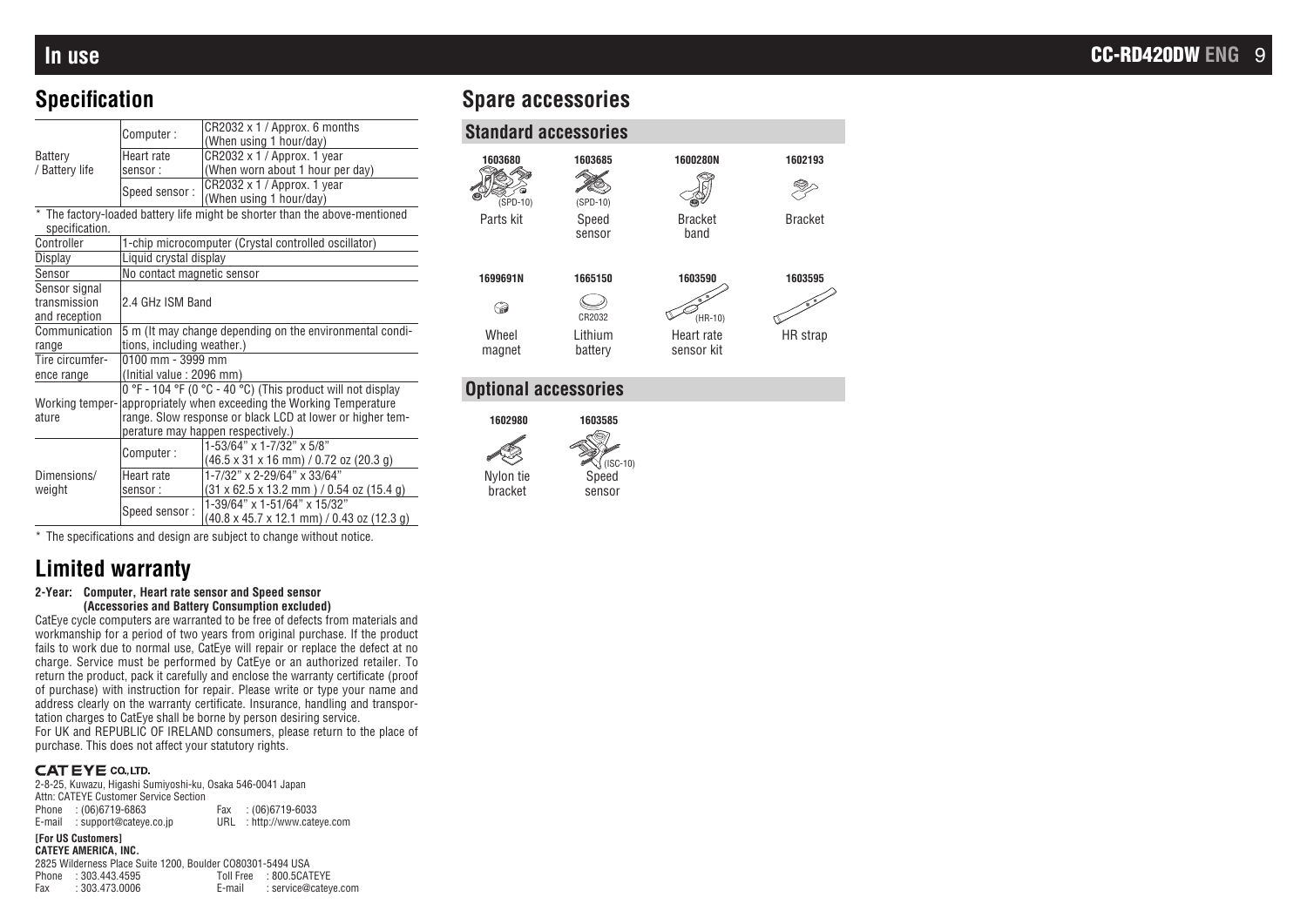## Specification

| | | |
|---|---|---|
| Battery / Battery life | Computer : | CR2032 x 1 / Approx. 6 months (When using 1 hour/day) |
| | Heart rate sensor : | CR2032 x 1 / Approx. 1 year (When worn about 1 hour per day) |
| | Speed sensor : | CR2032 x 1 / Approx. 1 year (When using 1 hour/day) |

\* The factory-loaded battery life might be shorter than the above-mentioned specification.

| | |
|---|---|
| Controller | 1-chip microcomputer (Crystal controlled oscillator) |
| Display | Liquid crystal display |
| Sensor | No contact magnetic sensor |
| Sensor signal transmission and reception | 2.4 GHz ISM Band |
| Communication range | 5 m (It may change depending on the environmental conditions, including weather.) |
| Tire circumference range | 0100 mm - 3999 mm (Initial value : 2096 mm) |
| Working temperature | 0 °F - 104 °F (0 °C - 40 °C) (This product will not display appropriately when exceeding the Working Temperature range. Slow response or black LCD at lower or higher temperature may happen respectively.) |

| | | |
|---|---|---|
| Dimensions/ weight | Computer : | 1-53/64" x 1-7/32" x 5/8" (46.5 x 31 x 16 mm) / 0.72 oz (20.3 g) |
| | Heart rate sensor : | 1-7/32" x 2-29/64" x 33/64" (31 x 62.5 x 13.2 mm ) / 0.54 oz (15.4 g) |
| | Speed sensor : | 1-39/64" x 1-51/64" x 15/32" (40.8 x 45.7 x 12.1 mm) / 0.43 oz (12.3 g) |

\* The specifications and design are subject to change without notice.

## Limited warranty

**2-Year: Computer, Heart rate sensor and Speed sensor (Accessories and Battery Consumption excluded)**

CatEye cycle computers are warranted to be free of defects from materials and workmanship for a period of two years from original purchase. If the product fails to work due to normal use, CatEye will repair or replace the defect at no charge. Service must be performed by CatEye or an authorized retailer. To return the product, pack it carefully and enclose the warranty certificate (proof of purchase) with instruction for repair. Please write or type your name and address clearly on the warranty certificate. Insurance, handling and transportation charges to CatEye shall be borne by person desiring service.

For UK and REPUBLIC OF IRELAND consumers, please return to the place of purchase. This does not affect your statutory rights.

**CAT EYE CO., LTD.**

2-8-25, Kuwazu, Higashi Sumiyoshi-ku, Osaka 546-0041 Japan
Attn: CATEYE Customer Service Section
Phone : (06)6719-6863 Fax : (06)6719-6033
E-mail : support@cateye.co.jp URL : http://www.cateye.com

**[For US Customers]**
**CATEYE AMERICA, INC.**
2825 Wilderness Place Suite 1200, Boulder CO80301-5494 USA
Phone : 303.443.4595 Toll Free : 800.5CATEYE
Fax : 303.473.0006 E-mail : service@cateye.com

## Spare accessories

### Standard accessories

1603680 (SPD-10) Parts kit

1603685 (SPD-10) Speed sensor

1600280N Bracket band

1602193 Bracket

1699691N Wheel magnet

1665150 CR2032 Lithium battery

1603590 (HR-10) Heart rate sensor kit

1603595 HR strap

### Optional accessories

1602980 Nylon tie bracket

1603585 (ISC-10) Speed sensor